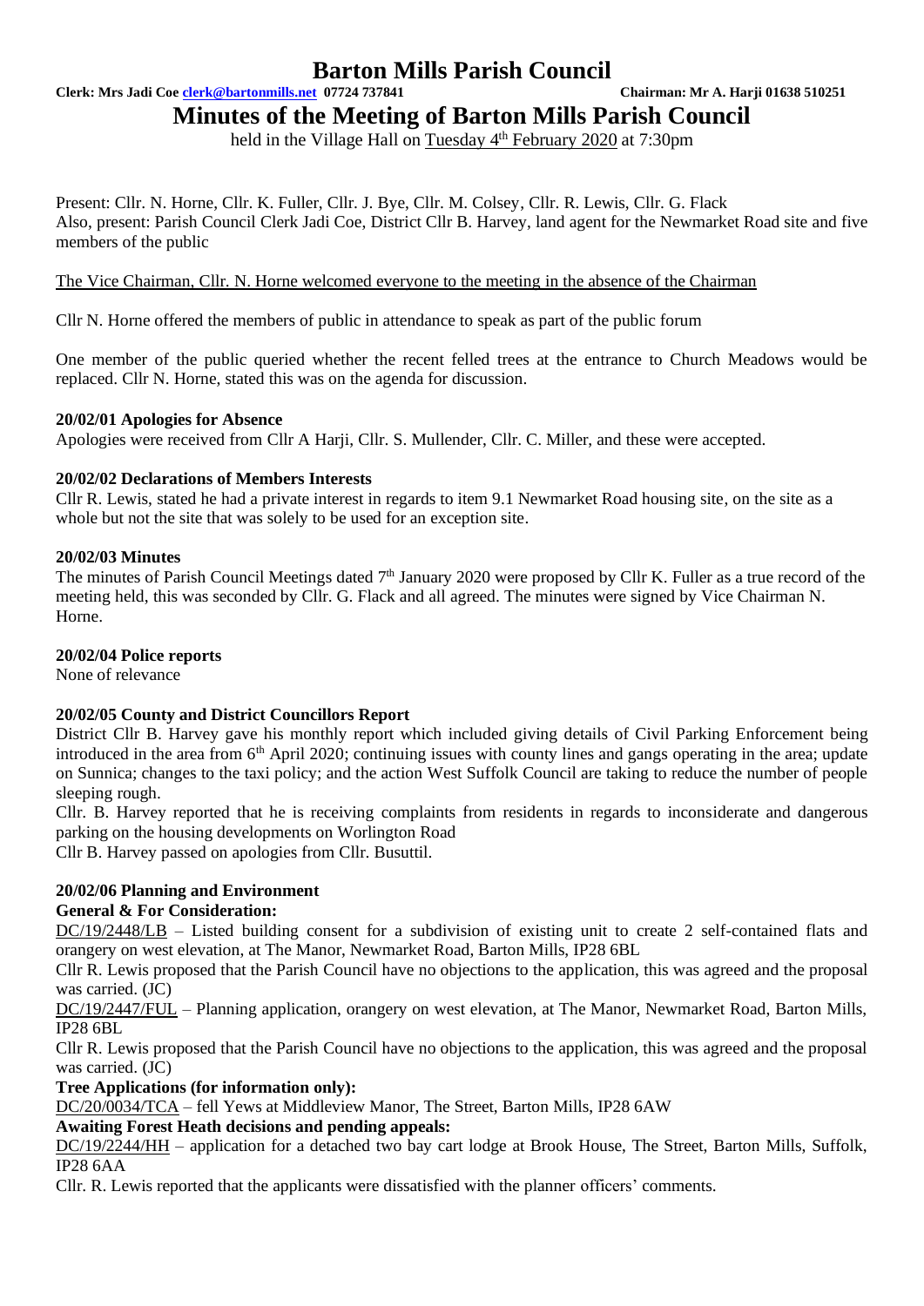# Barton Mills Parish Council

**Clerk: Mrs Jadi Coe clerk@bartonmills.net 07724 737841** **Chairman: Mr A. Harji 01638 510251**

## Minutes of the Meeting of Barton Mills Parish Council

held in the Village Hall on Tuesday 4th February 2020 at 7:30pm

Present: Cllr. N. Horne, Cllr. K. Fuller, Cllr. J. Bye, Cllr. M. Colsey, Cllr. R. Lewis, Cllr. G. Flack
Also, present: Parish Council Clerk Jadi Coe, District Cllr B. Harvey, land agent for the Newmarket Road site and five members of the public

The Vice Chairman, Cllr. N. Horne welcomed everyone to the meeting in the absence of the Chairman

Cllr N. Horne offered the members of public in attendance to speak as part of the public forum

One member of the public queried whether the recent felled trees at the entrance to Church Meadows would be replaced. Cllr N. Horne, stated this was on the agenda for discussion.

**20/02/01 Apologies for Absence**

Apologies were received from Cllr A Harji, Cllr. S. Mullender, Cllr. C. Miller, and these were accepted.

**20/02/02 Declarations of Members Interests**

Cllr R. Lewis, stated he had a private interest in regards to item 9.1 Newmarket Road housing site, on the site as a whole but not the site that was solely to be used for an exception site.

**20/02/03 Minutes**

The minutes of Parish Council Meetings dated 7th January 2020 were proposed by Cllr K. Fuller as a true record of the meeting held, this was seconded by Cllr. G. Flack and all agreed. The minutes were signed by Vice Chairman N. Horne.

**20/02/04 Police reports**

None of relevance

**20/02/05 County and District Councillors Report**

District Cllr B. Harvey gave his monthly report which included giving details of Civil Parking Enforcement being introduced in the area from 6th April 2020; continuing issues with county lines and gangs operating in the area; update on Sunnica; changes to the taxi policy; and the action West Suffolk Council are taking to reduce the number of people sleeping rough.

Cllr. B. Harvey reported that he is receiving complaints from residents in regards to inconsiderate and dangerous parking on the housing developments on Worlington Road

Cllr B. Harvey passed on apologies from Cllr. Busuttil.

**20/02/06 Planning and Environment**

**General & For Consideration:**

DC/19/2448/LB – Listed building consent for a subdivision of existing unit to create 2 self-contained flats and orangery on west elevation, at The Manor, Newmarket Road, Barton Mills, IP28 6BL

Cllr R. Lewis proposed that the Parish Council have no objections to the application, this was agreed and the proposal was carried. (JC)

DC/19/2447/FUL – Planning application, orangery on west elevation, at The Manor, Newmarket Road, Barton Mills, IP28 6BL

Cllr R. Lewis proposed that the Parish Council have no objections to the application, this was agreed and the proposal was carried. (JC)

**Tree Applications (for information only):**

DC/20/0034/TCA – fell Yews at Middleview Manor, The Street, Barton Mills, IP28 6AW

**Awaiting Forest Heath decisions and pending appeals:**

DC/19/2244/HH – application for a detached two bay cart lodge at Brook House, The Street, Barton Mills, Suffolk, IP28 6AA

Cllr. R. Lewis reported that the applicants were dissatisfied with the planner officers' comments.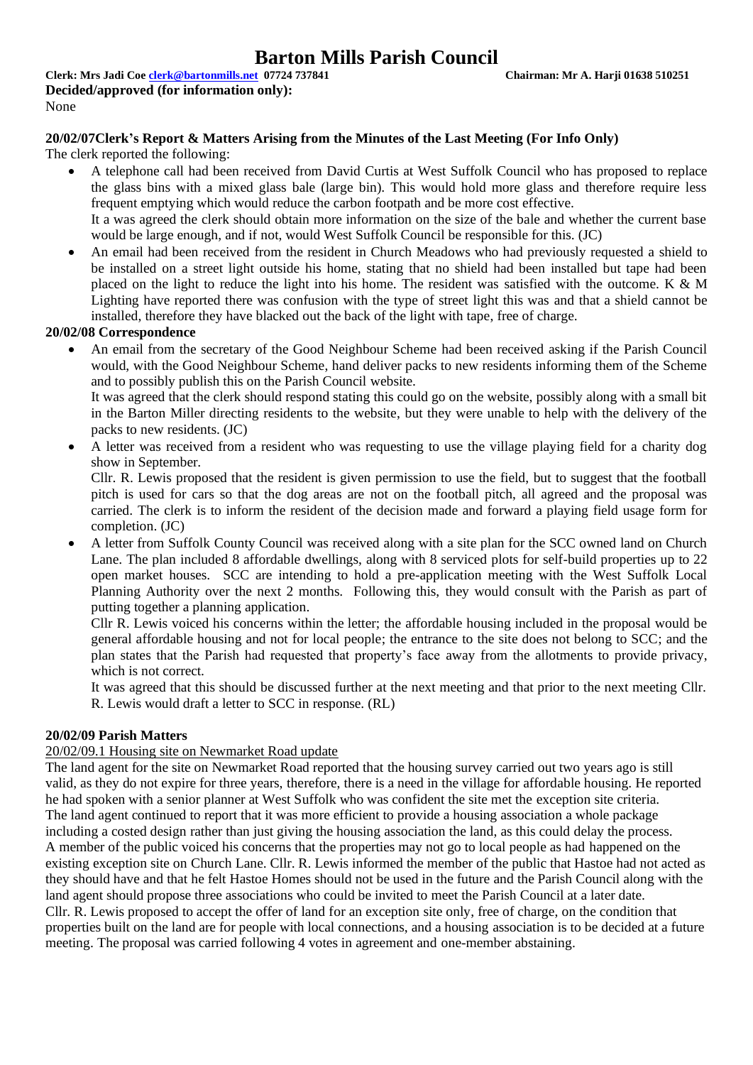**Decided/approved (for information only):**

None

**20/02/07Clerk's Report & Matters Arising from the Minutes of the Last Meeting (For Info Only)**

The clerk reported the following:

- A telephone call had been received from David Curtis at West Suffolk Council who has proposed to replace the glass bins with a mixed glass bale (large bin). This would hold more glass and therefore require less frequent emptying which would reduce the carbon footpath and be more cost effective.
  It a was agreed the clerk should obtain more information on the size of the bale and whether the current base would be large enough, and if not, would West Suffolk Council be responsible for this. (JC)
- An email had been received from the resident in Church Meadows who had previously requested a shield to be installed on a street light outside his home, stating that no shield had been installed but tape had been placed on the light to reduce the light into his home. The resident was satisfied with the outcome. K & M Lighting have reported there was confusion with the type of street light this was and that a shield cannot be installed, therefore they have blacked out the back of the light with tape, free of charge.

**20/02/08 Correspondence**

- An email from the secretary of the Good Neighbour Scheme had been received asking if the Parish Council would, with the Good Neighbour Scheme, hand deliver packs to new residents informing them of the Scheme and to possibly publish this on the Parish Council website.
  It was agreed that the clerk should respond stating this could go on the website, possibly along with a small bit in the Barton Miller directing residents to the website, but they were unable to help with the delivery of the packs to new residents. (JC)
- A letter was received from a resident who was requesting to use the village playing field for a charity dog show in September.
  Cllr. R. Lewis proposed that the resident is given permission to use the field, but to suggest that the football pitch is used for cars so that the dog areas are not on the football pitch, all agreed and the proposal was carried. The clerk is to inform the resident of the decision made and forward a playing field usage form for completion. (JC)
- A letter from Suffolk County Council was received along with a site plan for the SCC owned land on Church Lane. The plan included 8 affordable dwellings, along with 8 serviced plots for self-build properties up to 22 open market houses. SCC are intending to hold a pre-application meeting with the West Suffolk Local Planning Authority over the next 2 months. Following this, they would consult with the Parish as part of putting together a planning application.
  Cllr R. Lewis voiced his concerns within the letter; the affordable housing included in the proposal would be general affordable housing and not for local people; the entrance to the site does not belong to SCC; and the plan states that the Parish had requested that property's face away from the allotments to provide privacy, which is not correct.
  It was agreed that this should be discussed further at the next meeting and that prior to the next meeting Cllr. R. Lewis would draft a letter to SCC in response. (RL)

**20/02/09 Parish Matters**

<u>20/02/09.1 Housing site on Newmarket Road update</u>

The land agent for the site on Newmarket Road reported that the housing survey carried out two years ago is still valid, as they do not expire for three years, therefore, there is a need in the village for affordable housing. He reported he had spoken with a senior planner at West Suffolk who was confident the site met the exception site criteria.
The land agent continued to report that it was more efficient to provide a housing association a whole package including a costed design rather than just giving the housing association the land, as this could delay the process.
A member of the public voiced his concerns that the properties may not go to local people as had happened on the existing exception site on Church Lane. Cllr. R. Lewis informed the member of the public that Hastoe had not acted as they should have and that he felt Hastoe Homes should not be used in the future and the Parish Council along with the land agent should propose three associations who could be invited to meet the Parish Council at a later date.
Cllr. R. Lewis proposed to accept the offer of land for an exception site only, free of charge, on the condition that properties built on the land are for people with local connections, and a housing association is to be decided at a future meeting. The proposal was carried following 4 votes in agreement and one-member abstaining.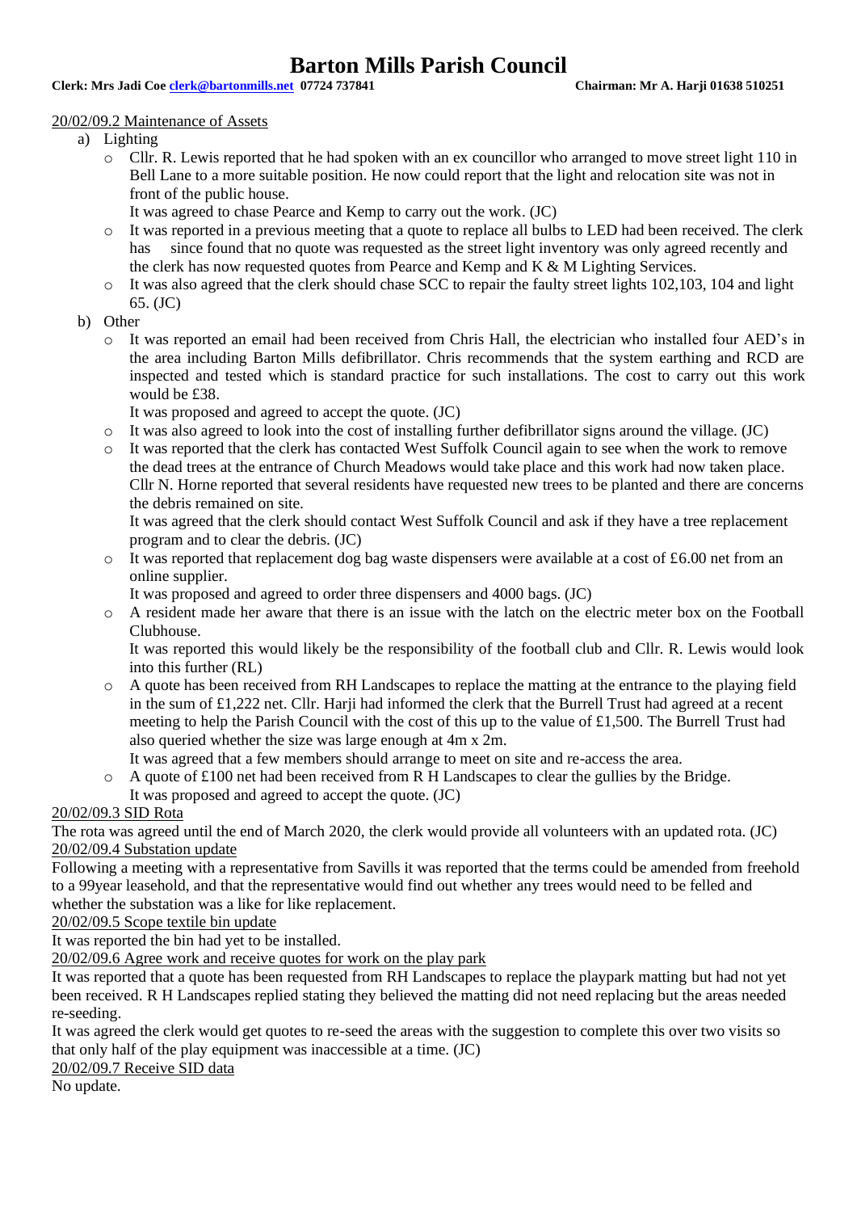20/02/09.2 Maintenance of Assets

a) Lighting
   - Cllr. R. Lewis reported that he had spoken with an ex councillor who arranged to move street light 110 in Bell Lane to a more suitable position. He now could report that the light and relocation site was not in front of the public house.
     It was agreed to chase Pearce and Kemp to carry out the work. (JC)
   - It was reported in a previous meeting that a quote to replace all bulbs to LED had been received. The clerk has since found that no quote was requested as the street light inventory was only agreed recently and the clerk has now requested quotes from Pearce and Kemp and K & M Lighting Services.
   - It was also agreed that the clerk should chase SCC to repair the faulty street lights 102,103, 104 and light 65. (JC)

b) Other
   - It was reported an email had been received from Chris Hall, the electrician who installed four AED's in the area including Barton Mills defibrillator. Chris recommends that the system earthing and RCD are inspected and tested which is standard practice for such installations. The cost to carry out this work would be £38.
     It was proposed and agreed to accept the quote. (JC)
   - It was also agreed to look into the cost of installing further defibrillator signs around the village. (JC)
   - It was reported that the clerk has contacted West Suffolk Council again to see when the work to remove the dead trees at the entrance of Church Meadows would take place and this work had now taken place. Cllr N. Horne reported that several residents have requested new trees to be planted and there are concerns the debris remained on site.
     It was agreed that the clerk should contact West Suffolk Council and ask if they have a tree replacement program and to clear the debris. (JC)
   - It was reported that replacement dog bag waste dispensers were available at a cost of £6.00 net from an online supplier.
     It was proposed and agreed to order three dispensers and 4000 bags. (JC)
   - A resident made her aware that there is an issue with the latch on the electric meter box on the Football Clubhouse.
     It was reported this would likely be the responsibility of the football club and Cllr. R. Lewis would look into this further (RL)
   - A quote has been received from RH Landscapes to replace the matting at the entrance to the playing field in the sum of £1,222 net. Cllr. Harji had informed the clerk that the Burrell Trust had agreed at a recent meeting to help the Parish Council with the cost of this up to the value of £1,500. The Burrell Trust had also queried whether the size was large enough at 4m x 2m.
     It was agreed that a few members should arrange to meet on site and re-access the area.
   - A quote of £100 net had been received from R H Landscapes to clear the gullies by the Bridge.
     It was proposed and agreed to accept the quote. (JC)

20/02/09.3 SID Rota

The rota was agreed until the end of March 2020, the clerk would provide all volunteers with an updated rota. (JC)

20/02/09.4 Substation update

Following a meeting with a representative from Savills it was reported that the terms could be amended from freehold to a 99year leasehold, and that the representative would find out whether any trees would need to be felled and whether the substation was a like for like replacement.

20/02/09.5 Scope textile bin update

It was reported the bin had yet to be installed.

20/02/09.6 Agree work and receive quotes for work on the play park

It was reported that a quote has been requested from RH Landscapes to replace the playpark matting but had not yet been received. R H Landscapes replied stating they believed the matting did not need replacing but the areas needed re-seeding.

It was agreed the clerk would get quotes to re-seed the areas with the suggestion to complete this over two visits so that only half of the play equipment was inaccessible at a time. (JC)

20/02/09.7 Receive SID data

No update.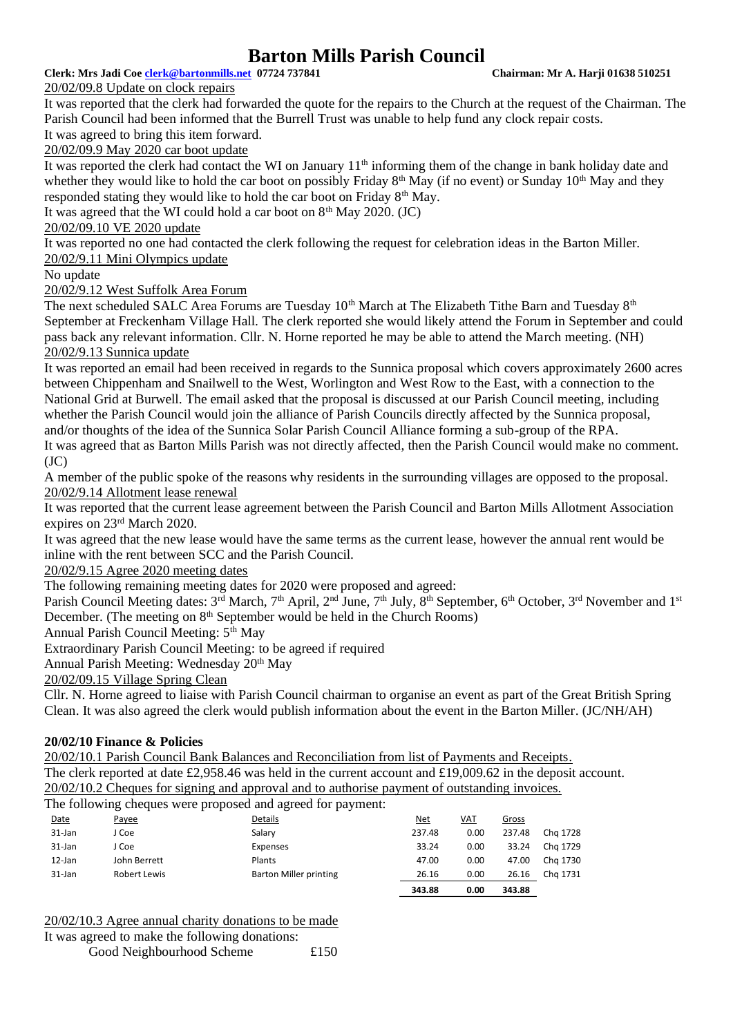# Barton Mills Parish Council

**Clerk: Mrs Jadi Coe clerk@bartonmills.net 07724 737841 Chairman: Mr A. Harji 01638 510251**

20/02/09.8 Update on clock repairs

It was reported that the clerk had forwarded the quote for the repairs to the Church at the request of the Chairman. The Parish Council had been informed that the Burrell Trust was unable to help fund any clock repair costs.

It was agreed to bring this item forward.

20/02/09.9 May 2020 car boot update

It was reported the clerk had contact the WI on January 11th informing them of the change in bank holiday date and whether they would like to hold the car boot on possibly Friday 8th May (if no event) or Sunday 10th May and they responded stating they would like to hold the car boot on Friday 8th May.

It was agreed that the WI could hold a car boot on 8th May 2020. (JC)

20/02/09.10 VE 2020 update

It was reported no one had contacted the clerk following the request for celebration ideas in the Barton Miller.

20/02/9.11 Mini Olympics update

No update

20/02/9.12 West Suffolk Area Forum

The next scheduled SALC Area Forums are Tuesday 10th March at The Elizabeth Tithe Barn and Tuesday 8th September at Freckenham Village Hall. The clerk reported she would likely attend the Forum in September and could pass back any relevant information. Cllr. N. Horne reported he may be able to attend the March meeting. (NH)

20/02/9.13 Sunnica update

It was reported an email had been received in regards to the Sunnica proposal which covers approximately 2600 acres between Chippenham and Snailwell to the West, Worlington and West Row to the East, with a connection to the National Grid at Burwell. The email asked that the proposal is discussed at our Parish Council meeting, including whether the Parish Council would join the alliance of Parish Councils directly affected by the Sunnica proposal, and/or thoughts of the idea of the Sunnica Solar Parish Council Alliance forming a sub-group of the RPA.

It was agreed that as Barton Mills Parish was not directly affected, then the Parish Council would make no comment. (JC)

A member of the public spoke of the reasons why residents in the surrounding villages are opposed to the proposal.

20/02/9.14 Allotment lease renewal

It was reported that the current lease agreement between the Parish Council and Barton Mills Allotment Association expires on 23rd March 2020.

It was agreed that the new lease would have the same terms as the current lease, however the annual rent would be inline with the rent between SCC and the Parish Council.

20/02/9.15 Agree 2020 meeting dates

The following remaining meeting dates for 2020 were proposed and agreed:

Parish Council Meeting dates: 3rd March, 7th April, 2nd June, 7th July, 8th September, 6th October, 3rd November and 1st December. (The meeting on 8th September would be held in the Church Rooms)

Annual Parish Council Meeting: 5th May

Extraordinary Parish Council Meeting: to be agreed if required

Annual Parish Meeting: Wednesday 20th May

20/02/09.15 Village Spring Clean

Cllr. N. Horne agreed to liaise with Parish Council chairman to organise an event as part of the Great British Spring Clean. It was also agreed the clerk would publish information about the event in the Barton Miller. (JC/NH/AH)

**20/02/10 Finance & Policies**

20/02/10.1 Parish Council Bank Balances and Reconciliation from list of Payments and Receipts.

The clerk reported at date £2,958.46 was held in the current account and £19,009.62 in the deposit account.

20/02/10.2 Cheques for signing and approval and to authorise payment of outstanding invoices.

The following cheques were proposed and agreed for payment:

| Date | Payee | Details | Net | VAT | Gross | |
|---|---|---|---|---|---|---|
| 31-Jan | J Coe | Salary | 237.48 | 0.00 | 237.48 | Chq 1728 |
| 31-Jan | J Coe | Expenses | 33.24 | 0.00 | 33.24 | Chq 1729 |
| 12-Jan | John Berrett | Plants | 47.00 | 0.00 | 47.00 | Chq 1730 |
| 31-Jan | Robert Lewis | Barton Miller printing | 26.16 | 0.00 | 26.16 | Chq 1731 |
| | | | **343.88** | **0.00** | **343.88** | |

20/02/10.3 Agree annual charity donations to be made

It was agreed to make the following donations:

Good Neighbourhood Scheme £150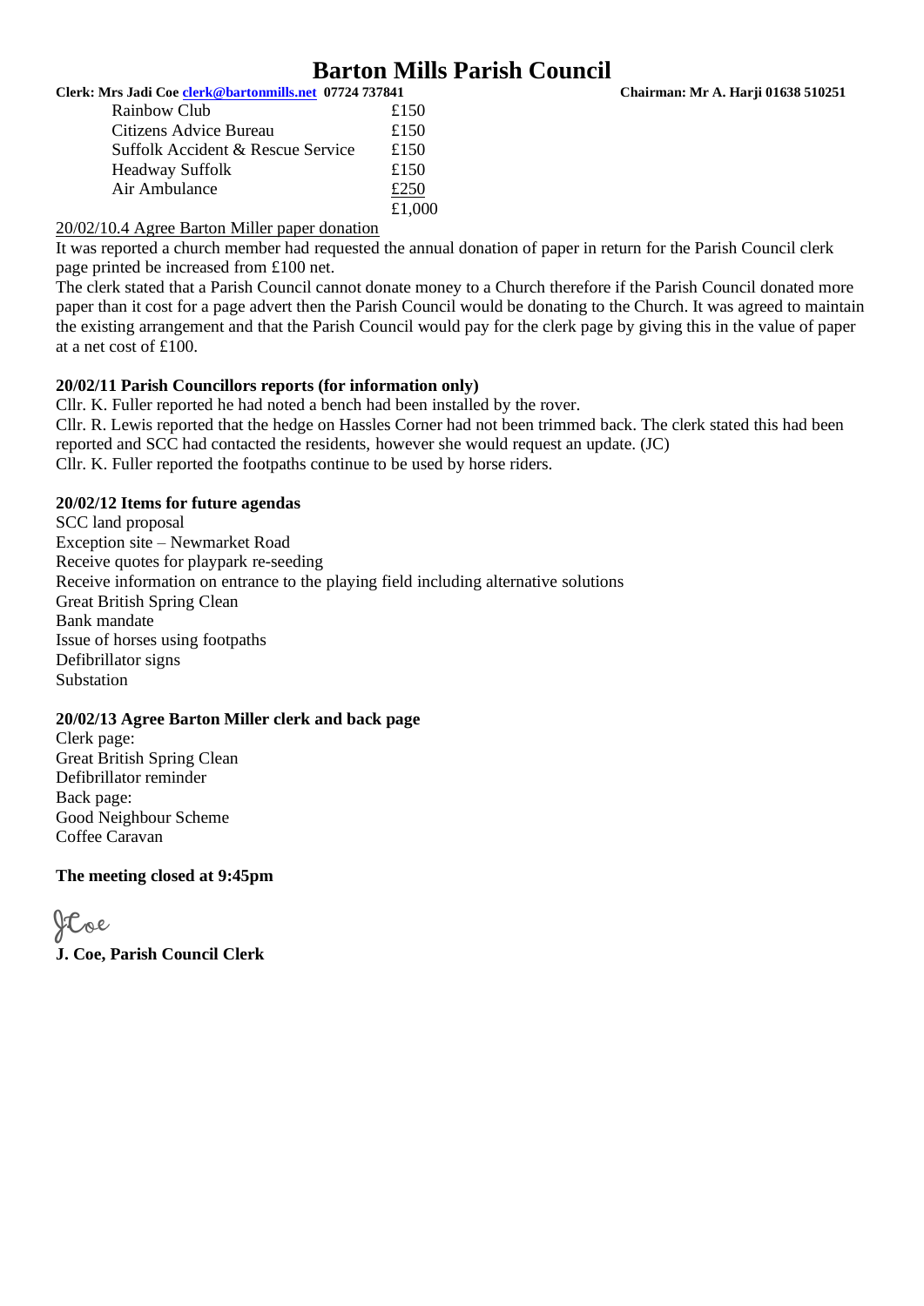| | |
|---|---|
| Rainbow Club | £150 |
| Citizens Advice Bureau | £150 |
| Suffolk Accident & Rescue Service | £150 |
| Headway Suffolk | £150 |
| Air Ambulance | £250 |
| | £1,000 |

20/02/10.4 Agree Barton Miller paper donation

It was reported a church member had requested the annual donation of paper in return for the Parish Council clerk page printed be increased from £100 net.

The clerk stated that a Parish Council cannot donate money to a Church therefore if the Parish Council donated more paper than it cost for a page advert then the Parish Council would be donating to the Church. It was agreed to maintain the existing arrangement and that the Parish Council would pay for the clerk page by giving this in the value of paper at a net cost of £100.

**20/02/11 Parish Councillors reports (for information only)**

Cllr. K. Fuller reported he had noted a bench had been installed by the rover.

Cllr. R. Lewis reported that the hedge on Hassles Corner had not been trimmed back. The clerk stated this had been reported and SCC had contacted the residents, however she would request an update. (JC)

Cllr. K. Fuller reported the footpaths continue to be used by horse riders.

**20/02/12 Items for future agendas**

SCC land proposal
Exception site – Newmarket Road
Receive quotes for playpark re-seeding
Receive information on entrance to the playing field including alternative solutions
Great British Spring Clean
Bank mandate
Issue of horses using footpaths
Defibrillator signs
Substation

**20/02/13 Agree Barton Miller clerk and back page**

Clerk page:
Great British Spring Clean
Defibrillator reminder
Back page:
Good Neighbour Scheme
Coffee Caravan

**The meeting closed at 9:45pm**

JCoe

**J. Coe, Parish Council Clerk**